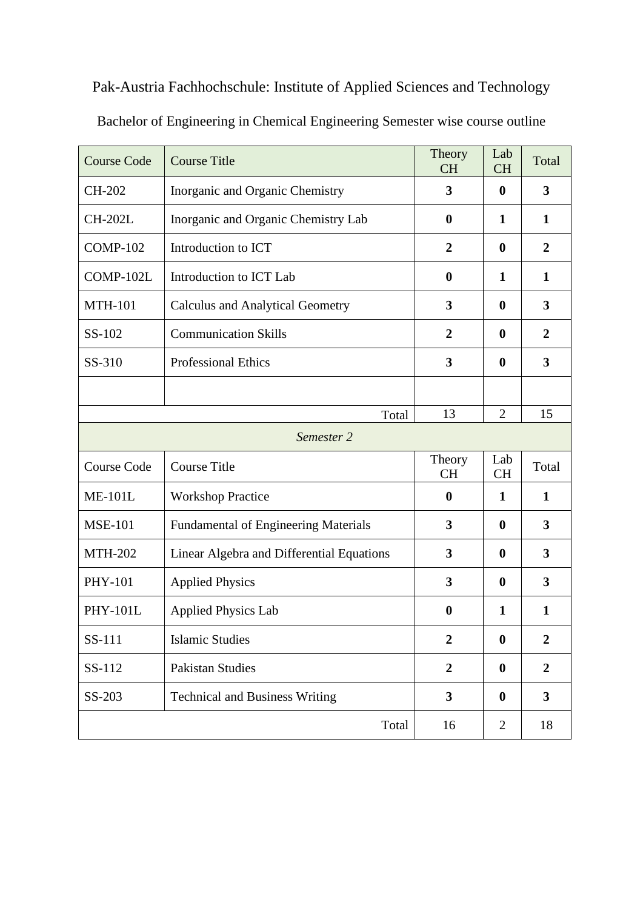Pak-Austria Fachhochschule: Institute of Applied Sciences and Technology

Bachelor of Engineering in Chemical Engineering Semester wise course outline

| Course Code | Course Title | Theory CH | Lab CH | Total |
|---|---|---|---|---|
| CH-202 | Inorganic and Organic Chemistry | **3** | **0** | **3** |
| CH-202L | Inorganic and Organic Chemistry Lab | **0** | **1** | **1** |
| COMP-102 | Introduction to ICT | **2** | **0** | **2** |
| COMP-102L | Introduction to ICT Lab | **0** | **1** | **1** |
| MTH-101 | Calculus and Analytical Geometry | **3** | **0** | **3** |
| SS-102 | Communication Skills | **2** | **0** | **2** |
| SS-310 | Professional Ethics | **3** | **0** | **3** |
| | | | | |
| | Total | 13 | 2 | 15 |
| | *Semester 2* | | | |
| Course Code | Course Title | Theory CH | Lab CH | Total |
| ME-101L | Workshop Practice | **0** | **1** | **1** |
| MSE-101 | Fundamental of Engineering Materials | **3** | **0** | **3** |
| MTH-202 | Linear Algebra and Differential Equations | **3** | **0** | **3** |
| PHY-101 | Applied Physics | **3** | **0** | **3** |
| PHY-101L | Applied Physics Lab | **0** | **1** | **1** |
| SS-111 | Islamic Studies | **2** | **0** | **2** |
| SS-112 | Pakistan Studies | **2** | **0** | **2** |
| SS-203 | Technical and Business Writing | **3** | **0** | **3** |
| | Total | 16 | 2 | 18 |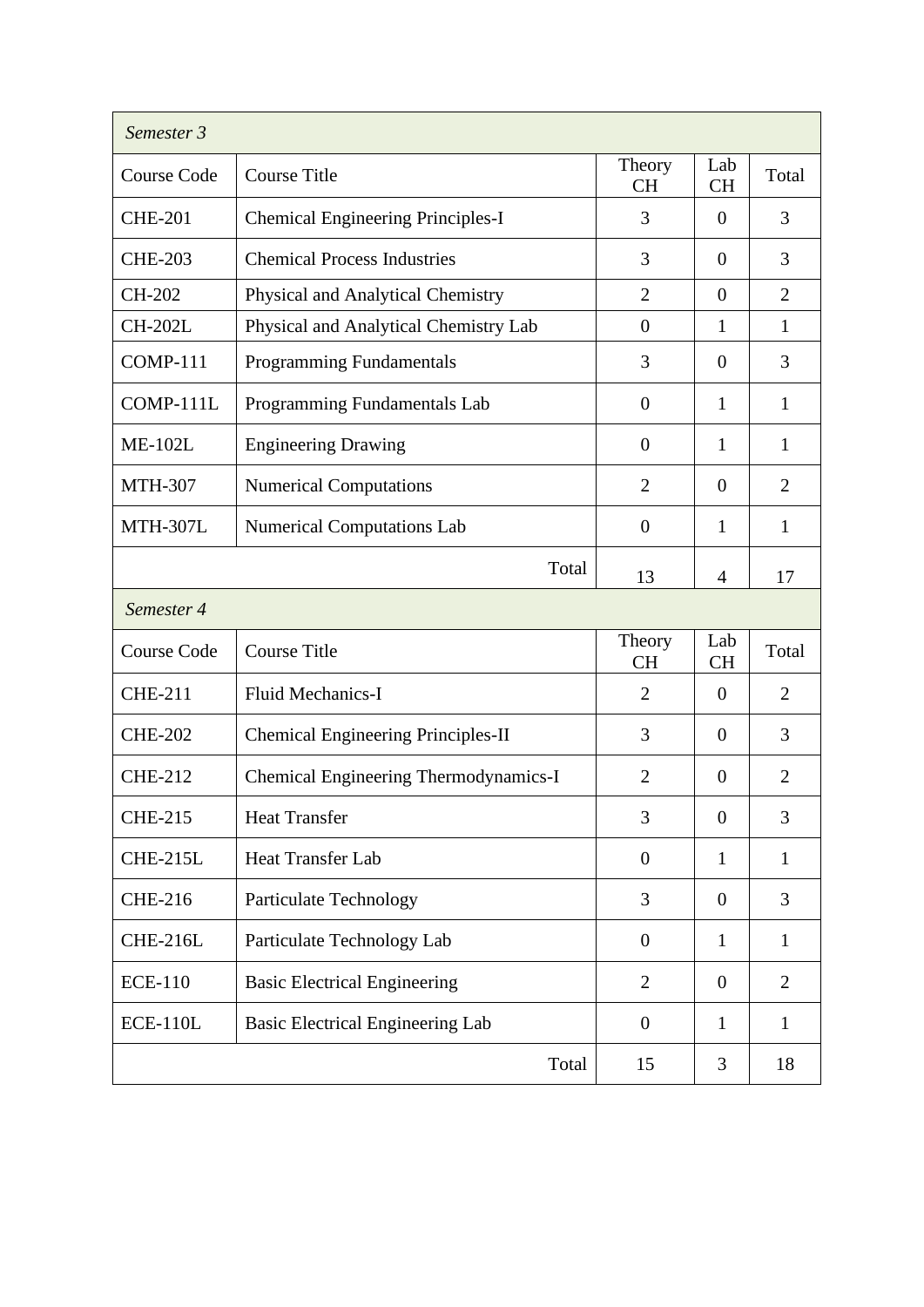| *Semester 3* | | | | |
|---|---|---|---|---|
| Course Code | Course Title | Theory CH | Lab CH | Total |
| CHE-201 | Chemical Engineering Principles-I | 3 | 0 | 3 |
| CHE-203 | Chemical Process Industries | 3 | 0 | 3 |
| CH-202 | Physical and Analytical Chemistry | 2 | 0 | 2 |
| CH-202L | Physical and Analytical Chemistry Lab | 0 | 1 | 1 |
| COMP-111 | Programming Fundamentals | 3 | 0 | 3 |
| COMP-111L | Programming Fundamentals Lab | 0 | 1 | 1 |
| ME-102L | Engineering Drawing | 0 | 1 | 1 |
| MTH-307 | Numerical Computations | 2 | 0 | 2 |
| MTH-307L | Numerical Computations Lab | 0 | 1 | 1 |
| | Total | 13 | 4 | 17 |

| *Semester 4* | | | | |
|---|---|---|---|---|
| Course Code | Course Title | Theory CH | Lab CH | Total |
| CHE-211 | Fluid Mechanics-I | 2 | 0 | 2 |
| CHE-202 | Chemical Engineering Principles-II | 3 | 0 | 3 |
| CHE-212 | Chemical Engineering Thermodynamics-I | 2 | 0 | 2 |
| CHE-215 | Heat Transfer | 3 | 0 | 3 |
| CHE-215L | Heat Transfer Lab | 0 | 1 | 1 |
| CHE-216 | Particulate Technology | 3 | 0 | 3 |
| CHE-216L | Particulate Technology Lab | 0 | 1 | 1 |
| ECE-110 | Basic Electrical Engineering | 2 | 0 | 2 |
| ECE-110L | Basic Electrical Engineering Lab | 0 | 1 | 1 |
| | Total | 15 | 3 | 18 |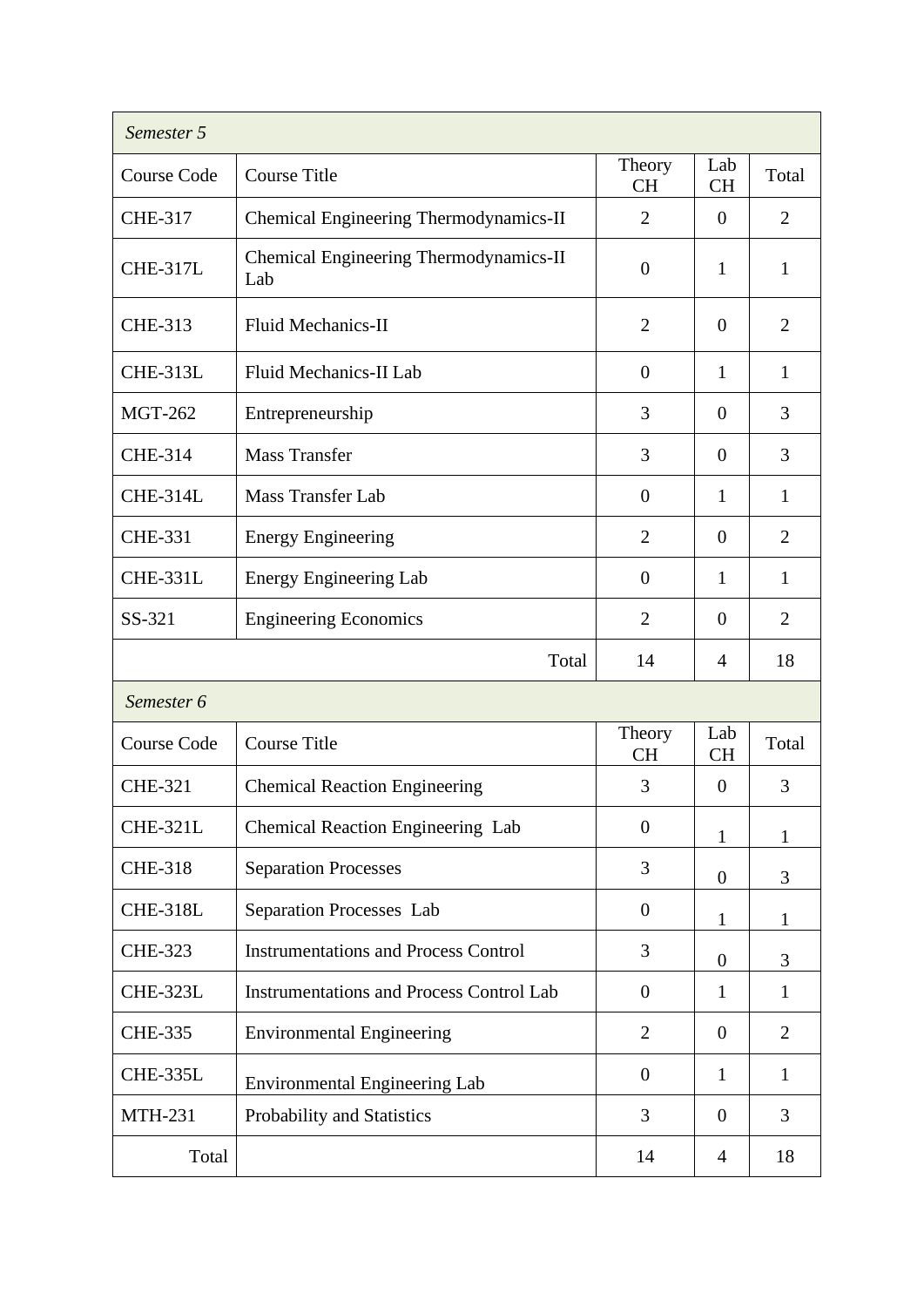| *Semester 5* | | | | |
|---|---|---|---|---|
| Course Code | Course Title | Theory CH | Lab CH | Total |
| CHE-317 | Chemical Engineering Thermodynamics-II | 2 | 0 | 2 |
| CHE-317L | Chemical Engineering Thermodynamics-II Lab | 0 | 1 | 1 |
| CHE-313 | Fluid Mechanics-II | 2 | 0 | 2 |
| CHE-313L | Fluid Mechanics-II Lab | 0 | 1 | 1 |
| MGT-262 | Entrepreneurship | 3 | 0 | 3 |
| CHE-314 | Mass Transfer | 3 | 0 | 3 |
| CHE-314L | Mass Transfer Lab | 0 | 1 | 1 |
| CHE-331 | Energy Engineering | 2 | 0 | 2 |
| CHE-331L | Energy Engineering Lab | 0 | 1 | 1 |
| SS-321 | Engineering Economics | 2 | 0 | 2 |
| | Total | 14 | 4 | 18 |

| *Semester 6* | | | | |
|---|---|---|---|---|
| Course Code | Course Title | Theory CH | Lab CH | Total |
| CHE-321 | Chemical Reaction Engineering | 3 | 0 | 3 |
| CHE-321L | Chemical Reaction Engineering Lab | 0 | 1 | 1 |
| CHE-318 | Separation Processes | 3 | 0 | 3 |
| CHE-318L | Separation Processes Lab | 0 | 1 | 1 |
| CHE-323 | Instrumentations and Process Control | 3 | 0 | 3 |
| CHE-323L | Instrumentations and Process Control Lab | 0 | 1 | 1 |
| CHE-335 | Environmental Engineering | 2 | 0 | 2 |
| CHE-335L | Environmental Engineering Lab | 0 | 1 | 1 |
| MTH-231 | Probability and Statistics | 3 | 0 | 3 |
| Total | | 14 | 4 | 18 |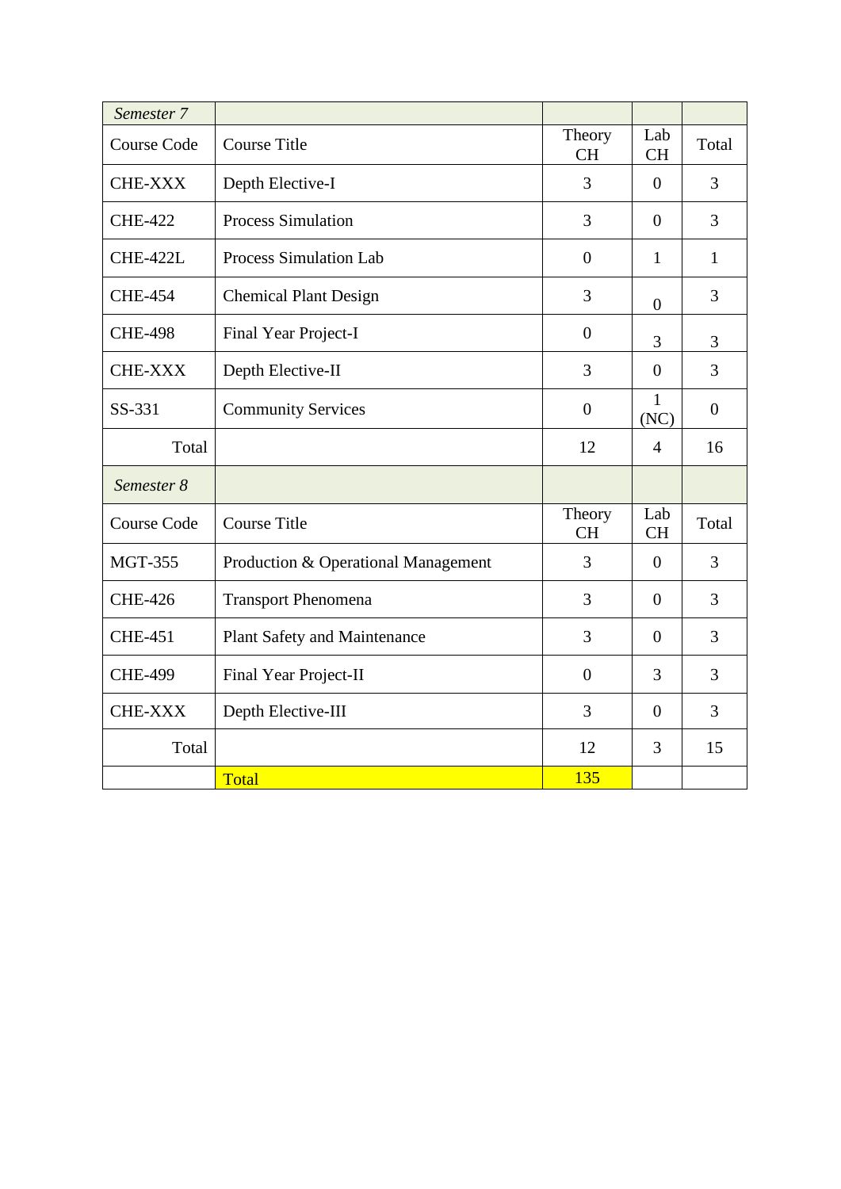| *Semester 7* | | | | |
|---|---|---|---|---|
| Course Code | Course Title | Theory CH | Lab CH | Total |
| CHE-XXX | Depth Elective-I | 3 | 0 | 3 |
| CHE-422 | Process Simulation | 3 | 0 | 3 |
| CHE-422L | Process Simulation Lab | 0 | 1 | 1 |
| CHE-454 | Chemical Plant Design | 3 | 0 | 3 |
| CHE-498 | Final Year Project-I | 0 | 3 | 3 |
| CHE-XXX | Depth Elective-II | 3 | 0 | 3 |
| SS-331 | Community Services | 0 | 1 (NC) | 0 |
| Total | | 12 | 4 | 16 |
| *Semester 8* | | | | |
| Course Code | Course Title | Theory CH | Lab CH | Total |
| MGT-355 | Production & Operational Management | 3 | 0 | 3 |
| CHE-426 | Transport Phenomena | 3 | 0 | 3 |
| CHE-451 | Plant Safety and Maintenance | 3 | 0 | 3 |
| CHE-499 | Final Year Project-II | 0 | 3 | 3 |
| CHE-XXX | Depth Elective-III | 3 | 0 | 3 |
| Total | | 12 | 3 | 15 |
| | Total | 135 | | |